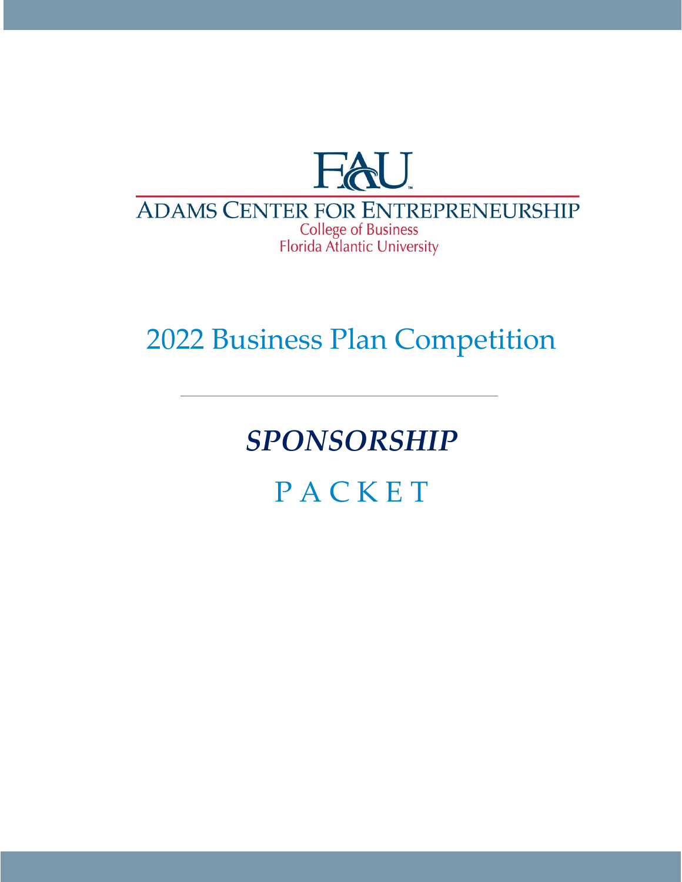FAU

ADAMS CENTER FOR ENTREPRENEURSHIP

College of Business
Florida Atlantic University

# 2022 Business Plan Competition

## *SPONSORSHIP*

## P A C K E T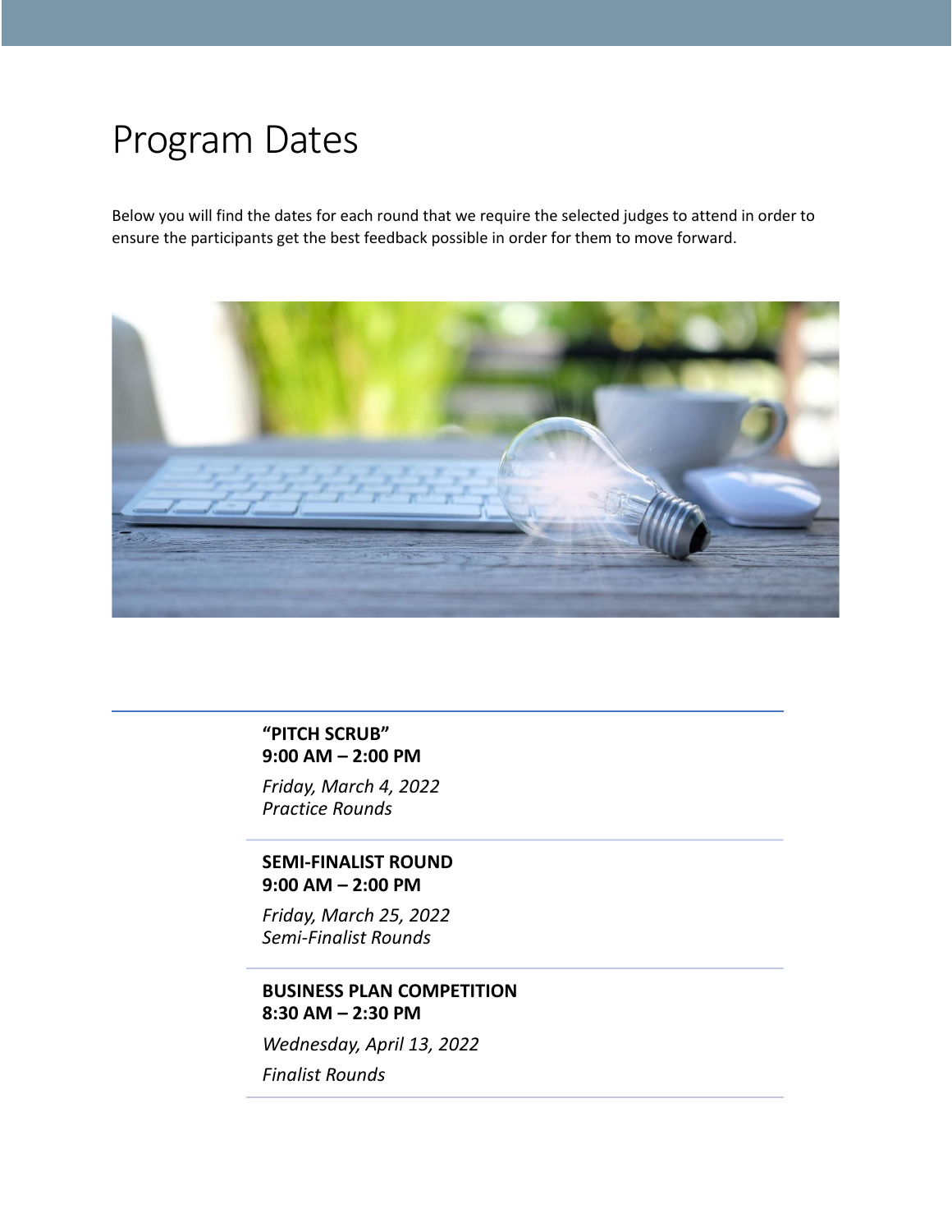# Program Dates

Below you will find the dates for each round that we require the selected judges to attend in order to ensure the participants get the best feedback possible in order for them to move forward.

**"PITCH SCRUB"**
**9:00 AM – 2:00 PM**

*Friday, March 4, 2022*
*Practice Rounds*

**SEMI-FINALIST ROUND**
**9:00 AM – 2:00 PM**

*Friday, March 25, 2022*
*Semi-Finalist Rounds*

**BUSINESS PLAN COMPETITION**
**8:30 AM – 2:30 PM**

*Wednesday, April 13, 2022*

*Finalist Rounds*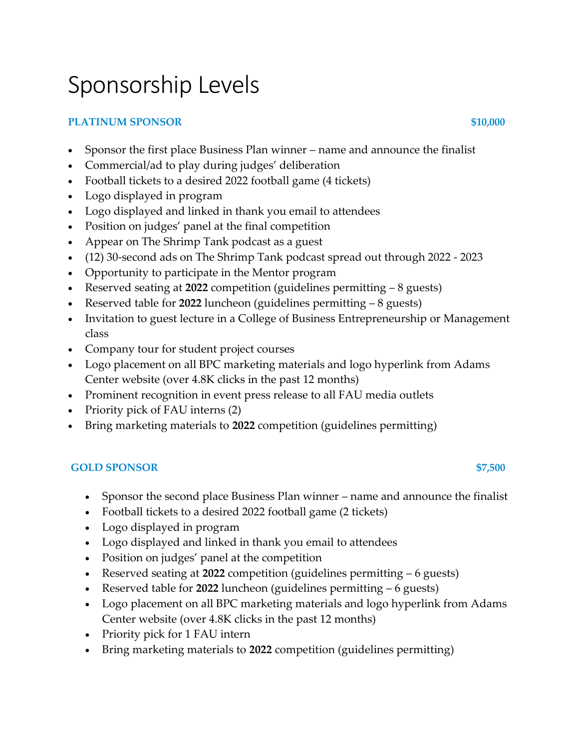# Sponsorship Levels

**PLATINUM SPONSOR** **$10,000**

- Sponsor the first place Business Plan winner – name and announce the finalist
- Commercial/ad to play during judges' deliberation
- Football tickets to a desired 2022 football game (4 tickets)
- Logo displayed in program
- Logo displayed and linked in thank you email to attendees
- Position on judges' panel at the final competition
- Appear on The Shrimp Tank podcast as a guest
- (12) 30-second ads on The Shrimp Tank podcast spread out through 2022 - 2023
- Opportunity to participate in the Mentor program
- Reserved seating at **2022** competition (guidelines permitting – 8 guests)
- Reserved table for **2022** luncheon (guidelines permitting – 8 guests)
- Invitation to guest lecture in a College of Business Entrepreneurship or Management class
- Company tour for student project courses
- Logo placement on all BPC marketing materials and logo hyperlink from Adams Center website (over 4.8K clicks in the past 12 months)
- Prominent recognition in event press release to all FAU media outlets
- Priority pick of FAU interns (2)
- Bring marketing materials to **2022** competition (guidelines permitting)

**GOLD SPONSOR** **$7,500**

- Sponsor the second place Business Plan winner – name and announce the finalist
- Football tickets to a desired 2022 football game (2 tickets)
- Logo displayed in program
- Logo displayed and linked in thank you email to attendees
- Position on judges' panel at the competition
- Reserved seating at **2022** competition (guidelines permitting – 6 guests)
- Reserved table for **2022** luncheon (guidelines permitting – 6 guests)
- Logo placement on all BPC marketing materials and logo hyperlink from Adams Center website (over 4.8K clicks in the past 12 months)
- Priority pick for 1 FAU intern
- Bring marketing materials to **2022** competition (guidelines permitting)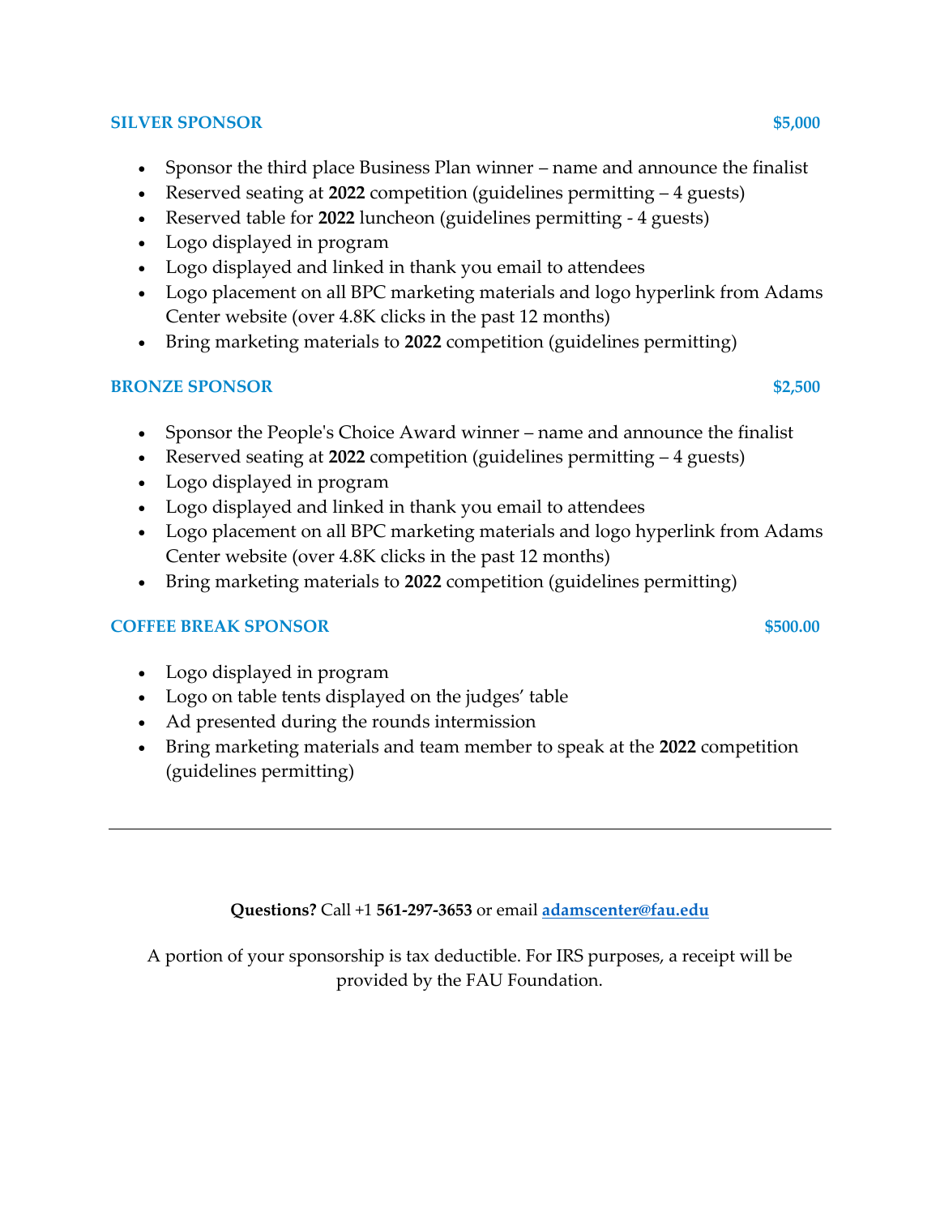### SILVER SPONSOR $5,000

- Sponsor the third place Business Plan winner – name and announce the finalist
- Reserved seating at **2022** competition (guidelines permitting – 4 guests)
- Reserved table for **2022** luncheon (guidelines permitting - 4 guests)
- Logo displayed in program
- Logo displayed and linked in thank you email to attendees
- Logo placement on all BPC marketing materials and logo hyperlink from Adams Center website (over 4.8K clicks in the past 12 months)
- Bring marketing materials to **2022** competition (guidelines permitting)

### BRONZE SPONSOR $2,500

- Sponsor the People's Choice Award winner – name and announce the finalist
- Reserved seating at **2022** competition (guidelines permitting – 4 guests)
- Logo displayed in program
- Logo displayed and linked in thank you email to attendees
- Logo placement on all BPC marketing materials and logo hyperlink from Adams Center website (over 4.8K clicks in the past 12 months)
- Bring marketing materials to **2022** competition (guidelines permitting)

### COFFEE BREAK SPONSOR $500.00

- Logo displayed in program
- Logo on table tents displayed on the judges' table
- Ad presented during the rounds intermission
- Bring marketing materials and team member to speak at the **2022** competition (guidelines permitting)

---

**Questions?** Call +1 **561-297-3653** or email **adamscenter@fau.edu**

A portion of your sponsorship is tax deductible. For IRS purposes, a receipt will be provided by the FAU Foundation.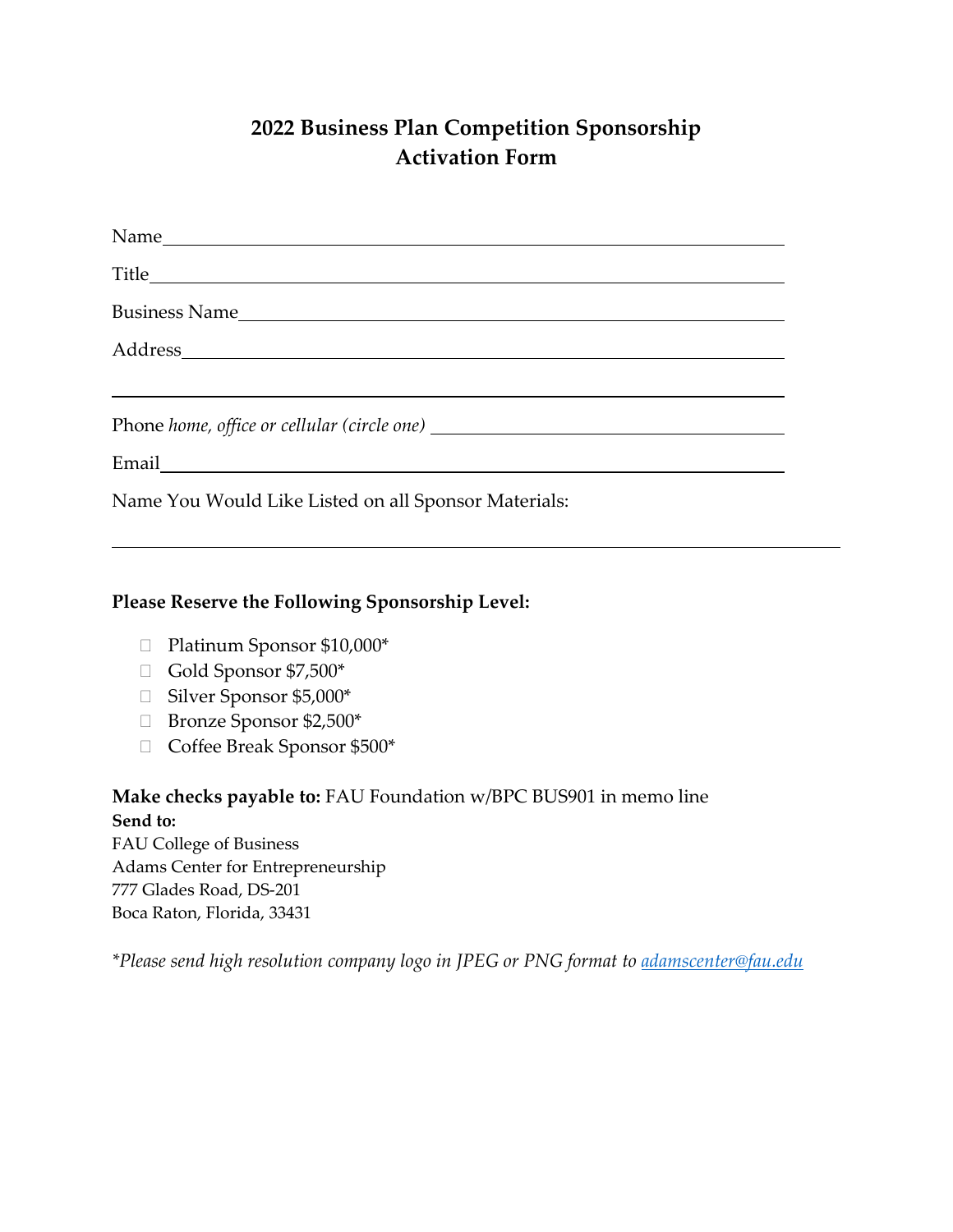# 2022 Business Plan Competition Sponsorship Activation Form

Name\_\_\_\_\_\_\_\_\_\_\_\_\_\_\_\_\_\_\_\_\_\_\_\_\_\_\_\_\_\_\_\_\_\_\_\_\_\_\_\_\_\_\_\_\_\_\_\_\_\_\_\_\_\_\_\_\_\_\_\_

Title\_\_\_\_\_\_\_\_\_\_\_\_\_\_\_\_\_\_\_\_\_\_\_\_\_\_\_\_\_\_\_\_\_\_\_\_\_\_\_\_\_\_\_\_\_\_\_\_\_\_\_\_\_\_\_\_\_\_\_\_

Business Name\_\_\_\_\_\_\_\_\_\_\_\_\_\_\_\_\_\_\_\_\_\_\_\_\_\_\_\_\_\_\_\_\_\_\_\_\_\_\_\_\_\_\_\_\_\_\_\_\_\_\_\_

Address\_\_\_\_\_\_\_\_\_\_\_\_\_\_\_\_\_\_\_\_\_\_\_\_\_\_\_\_\_\_\_\_\_\_\_\_\_\_\_\_\_\_\_\_\_\_\_\_\_\_\_\_\_\_\_\_\_

\_\_\_\_\_\_\_\_\_\_\_\_\_\_\_\_\_\_\_\_\_\_\_\_\_\_\_\_\_\_\_\_\_\_\_\_\_\_\_\_\_\_\_\_\_\_\_\_\_\_\_\_\_\_\_\_\_\_\_\_\_\_\_\_

Phone *home, office or cellular (circle one)* \_\_\_\_\_\_\_\_\_\_\_\_\_\_\_\_\_\_\_\_\_\_\_\_\_\_\_\_\_\_\_\_

Email\_\_\_\_\_\_\_\_\_\_\_\_\_\_\_\_\_\_\_\_\_\_\_\_\_\_\_\_\_\_\_\_\_\_\_\_\_\_\_\_\_\_\_\_\_\_\_\_\_\_\_\_\_\_\_\_\_\_\_

Name You Would Like Listed on all Sponsor Materials:

\_\_\_\_\_\_\_\_\_\_\_\_\_\_\_\_\_\_\_\_\_\_\_\_\_\_\_\_\_\_\_\_\_\_\_\_\_\_\_\_\_\_\_\_\_\_\_\_\_\_\_\_\_\_\_\_\_\_\_\_\_\_\_\_\_\_\_\_\_

**Please Reserve the Following Sponsorship Level:**

- ☐ Platinum Sponsor $10,000*
- ☐ Gold Sponsor $7,500*
- ☐ Silver Sponsor $5,000*
- ☐ Bronze Sponsor $2,500*
- ☐ Coffee Break Sponsor $500*

**Make checks payable to:** FAU Foundation w/BPC BUS901 in memo line

**Send to:**
FAU College of Business
Adams Center for Entrepreneurship
777 Glades Road, DS-201
Boca Raton, Florida, 33431

*\*Please send high resolution company logo in JPEG or PNG format to [adamscenter@fau.edu](mailto:adamscenter@fau.edu)*